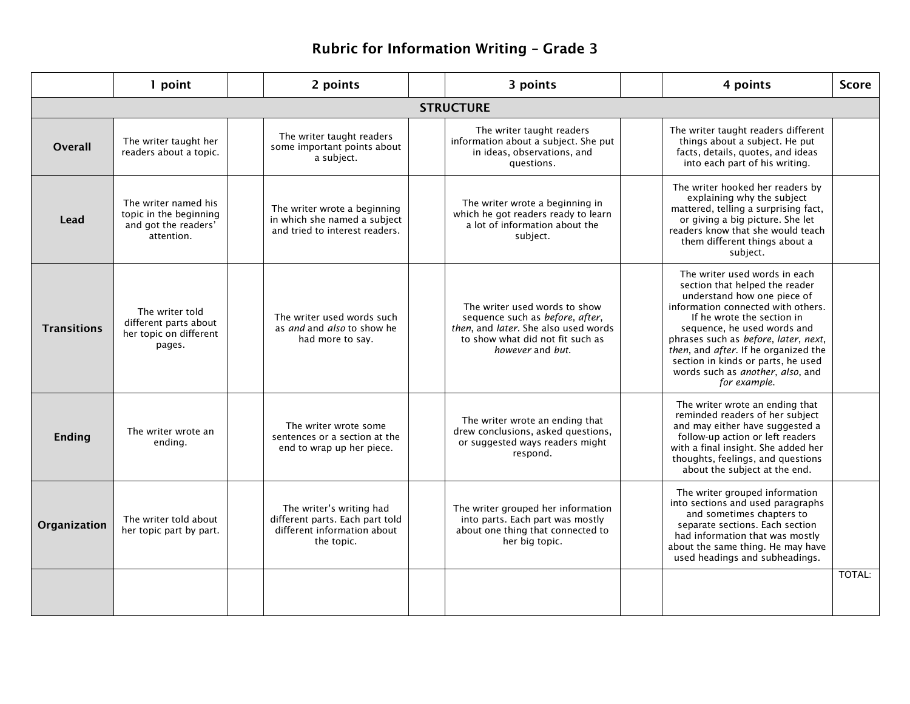# Rubric for Information Writing – Grade 3

| | 1 point | | 2 points | | 3 points | | 4 points | Score |
|---|---|---|---|---|---|---|---|---|
| | | | | **STRUCTURE** | | | | |
| **Overall** | The writer taught her readers about a topic. | | The writer taught readers some important points about a subject. | | The writer taught readers information about a subject. She put in ideas, observations, and questions. | | The writer taught readers different things about a subject. He put facts, details, quotes, and ideas into each part of his writing. | |
| **Lead** | The writer named his topic in the beginning and got the readers' attention. | | The writer wrote a beginning in which she named a subject and tried to interest readers. | | The writer wrote a beginning in which he got readers ready to learn a lot of information about the subject. | | The writer hooked her readers by explaining why the subject mattered, telling a surprising fact, or giving a big picture. She let readers know that she would teach them different things about a subject. | |
| **Transitions** | The writer told different parts about her topic on different pages. | | The writer used words such as *and* and *also* to show he had more to say. | | The writer used words to show sequence such as *before*, *after*, *then*, and *later*. She also used words to show what did not fit such as *however* and *but*. | | The writer used words in each section that helped the reader understand how one piece of information connected with others. If he wrote the section in sequence, he used words and phrases such as *before*, *later*, *next*, *then*, and *after*. If he organized the section in kinds or parts, he used words such as *another*, *also*, and *for example*. | |
| **Ending** | The writer wrote an ending. | | The writer wrote some sentences or a section at the end to wrap up her piece. | | The writer wrote an ending that drew conclusions, asked questions, or suggested ways readers might respond. | | The writer wrote an ending that reminded readers of her subject and may either have suggested a follow-up action or left readers with a final insight. She added her thoughts, feelings, and questions about the subject at the end. | |
| **Organization** | The writer told about her topic part by part. | | The writer's writing had different parts. Each part told different information about the topic. | | The writer grouped her information into parts. Each part was mostly about one thing that connected to her big topic. | | The writer grouped information into sections and used paragraphs and sometimes chapters to separate sections. Each section had information that was mostly about the same thing. He may have used headings and subheadings. | |
| | | | | | | | | TOTAL: |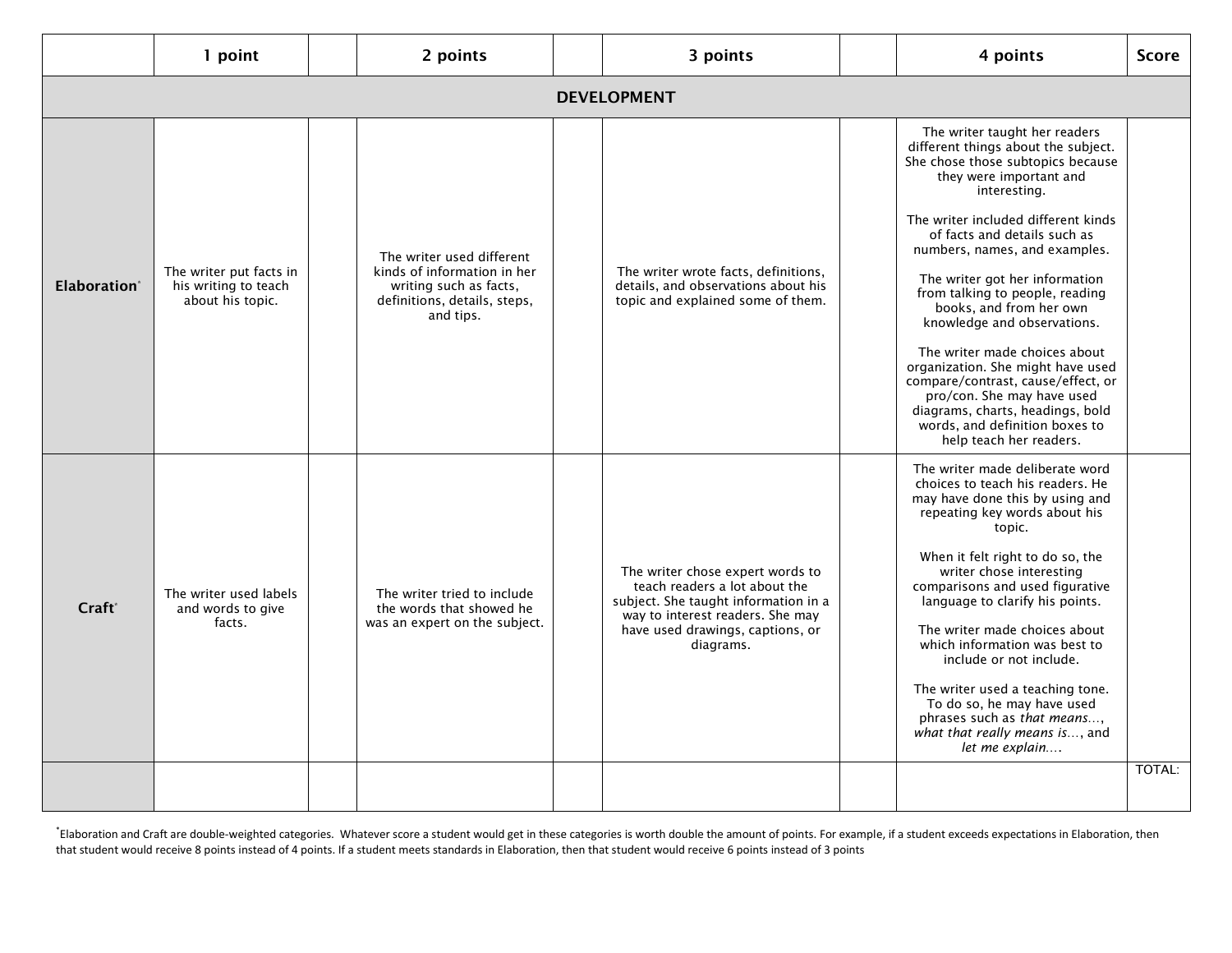| | 1 point | | 2 points | | 3 points | | 4 points | Score |
|---|---|---|---|---|---|---|---|---|
| **DEVELOPMENT** | | | | | | | | |
| **Elaboration*** | The writer put facts in his writing to teach about his topic. | | The writer used different kinds of information in her writing such as facts, definitions, details, steps, and tips. | | The writer wrote facts, definitions, details, and observations about his topic and explained some of them. | | The writer taught her readers different things about the subject. She chose those subtopics because they were important and interesting.<br><br>The writer included different kinds of facts and details such as numbers, names, and examples.<br><br>The writer got her information from talking to people, reading books, and from her own knowledge and observations.<br><br>The writer made choices about organization. She might have used compare/contrast, cause/effect, or pro/con. She may have used diagrams, charts, headings, bold words, and definition boxes to help teach her readers. | |
| **Craft*** | The writer used labels and words to give facts. | | The writer tried to include the words that showed he was an expert on the subject. | | The writer chose expert words to teach readers a lot about the subject. She taught information in a way to interest readers. She may have used drawings, captions, or diagrams. | | The writer made deliberate word choices to teach his readers. He may have done this by using and repeating key words about his topic.<br><br>When it felt right to do so, the writer chose interesting comparisons and used figurative language to clarify his points.<br><br>The writer made choices about which information was best to include or not include.<br><br>The writer used a teaching tone. To do so, he may have used phrases such as *that means…*, *what that really means is…*, and *let me explain….* | |
| | | | | | | | | TOTAL: |

*Elaboration and Craft are double-weighted categories. Whatever score a student would get in these categories is worth double the amount of points. For example, if a student exceeds expectations in Elaboration, then that student would receive 8 points instead of 4 points. If a student meets standards in Elaboration, then that student would receive 6 points instead of 3 points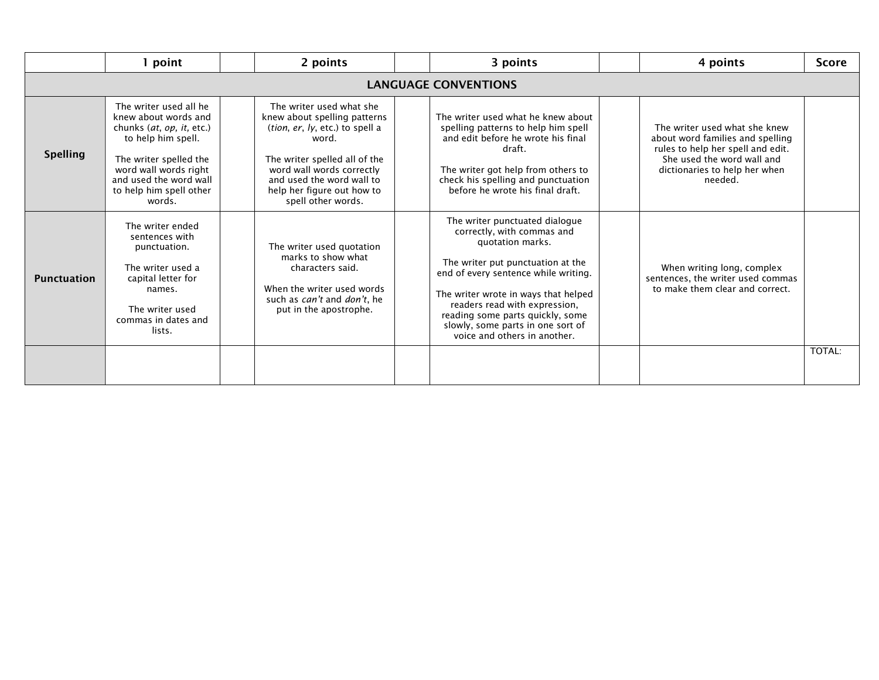| | 1 point | | 2 points | | 3 points | | 4 points | Score |
|---|---|---|---|---|---|---|---|---|
| **LANGUAGE CONVENTIONS** | | | | | | | | |
| **Spelling** | The writer used all he knew about words and chunks (*at*, *op*, *it*, etc.) to help him spell.<br><br>The writer spelled the word wall words right and used the word wall to help him spell other words. | | The writer used what she knew about spelling patterns (*tion*, *er*, *ly*, etc.) to spell a word.<br><br>The writer spelled all of the word wall words correctly and used the word wall to help her figure out how to spell other words. | | The writer used what he knew about spelling patterns to help him spell and edit before he wrote his final draft.<br><br>The writer got help from others to check his spelling and punctuation before he wrote his final draft. | | The writer used what she knew about word families and spelling rules to help her spell and edit. She used the word wall and dictionaries to help her when needed. | |
| **Punctuation** | The writer ended sentences with punctuation.<br><br>The writer used a capital letter for names.<br><br>The writer used commas in dates and lists. | | The writer used quotation marks to show what characters said.<br><br>When the writer used words such as *can't* and *don't*, he put in the apostrophe. | | The writer punctuated dialogue correctly, with commas and quotation marks.<br><br>The writer put punctuation at the end of every sentence while writing.<br><br>The writer wrote in ways that helped readers read with expression, reading some parts quickly, some slowly, some parts in one sort of voice and others in another. | | When writing long, complex sentences, the writer used commas to make them clear and correct. | |
| | | | | | | | | TOTAL: |